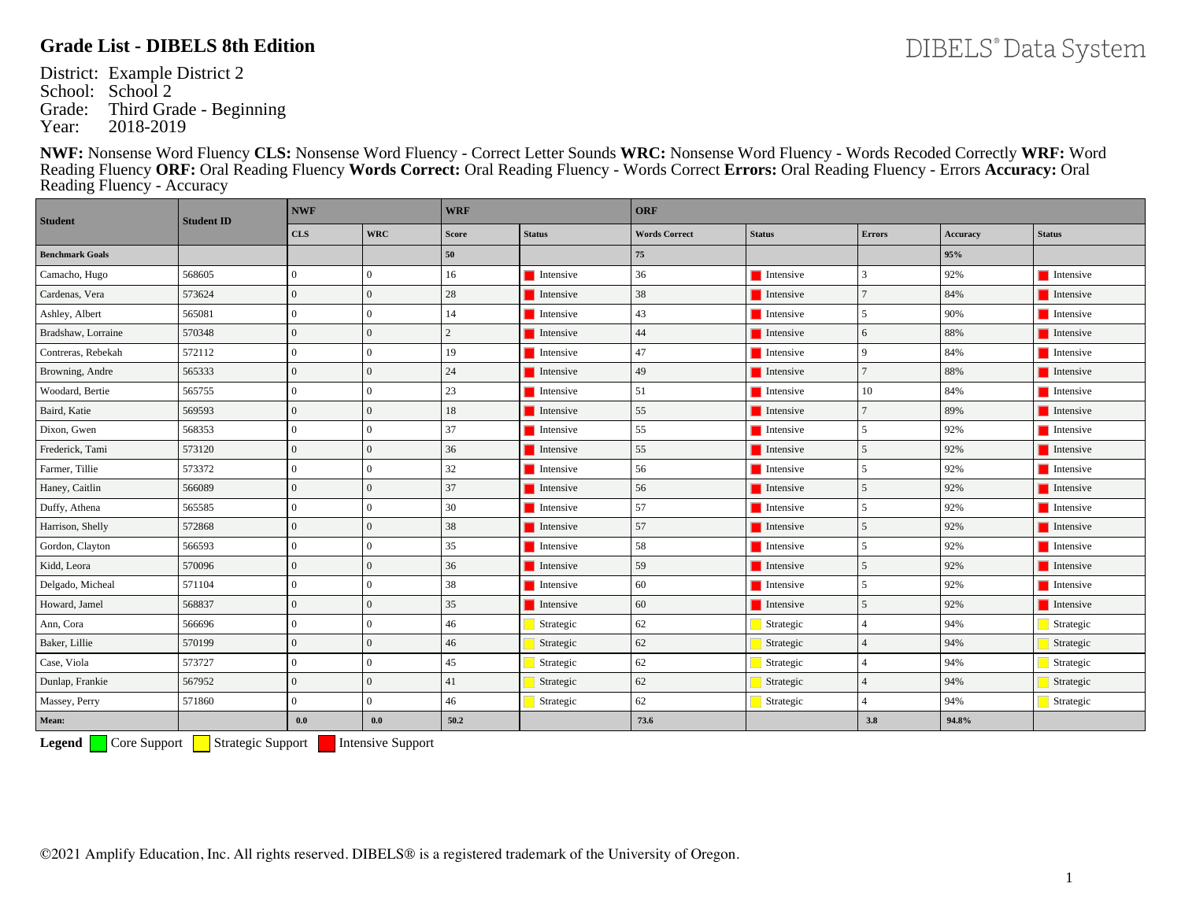# Grade List - DIBELS 8th Edition

DIBELS® Data System

District: Example District 2
School: School 2
Grade: Third Grade - Beginning
Year: 2018-2019

**NWF:** Nonsense Word Fluency **CLS:** Nonsense Word Fluency - Correct Letter Sounds **WRC:** Nonsense Word Fluency - Words Recoded Correctly **WRF:** Word Reading Fluency **ORF:** Oral Reading Fluency **Words Correct:** Oral Reading Fluency - Words Correct **Errors:** Oral Reading Fluency - Errors **Accuracy:** Oral Reading Fluency - Accuracy

| Student | Student ID | NWF | | WRF | | ORF | | | | |
|---|---|---|---|---|---|---|---|---|---|---|
| | | CLS | WRC | Score | Status | Words Correct | Status | Errors | Accuracy | Status |
| **Benchmark Goals** | | | | 50 | | 75 | | | 95% | |
| Camacho, Hugo | 568605 | 0 | 0 | 16 | Intensive | 36 | Intensive | 3 | 92% | Intensive |
| Cardenas, Vera | 573624 | 0 | 0 | 28 | Intensive | 38 | Intensive | 7 | 84% | Intensive |
| Ashley, Albert | 565081 | 0 | 0 | 14 | Intensive | 43 | Intensive | 5 | 90% | Intensive |
| Bradshaw, Lorraine | 570348 | 0 | 0 | 2 | Intensive | 44 | Intensive | 6 | 88% | Intensive |
| Contreras, Rebekah | 572112 | 0 | 0 | 19 | Intensive | 47 | Intensive | 9 | 84% | Intensive |
| Browning, Andre | 565333 | 0 | 0 | 24 | Intensive | 49 | Intensive | 7 | 88% | Intensive |
| Woodard, Bertie | 565755 | 0 | 0 | 23 | Intensive | 51 | Intensive | 10 | 84% | Intensive |
| Baird, Katie | 569593 | 0 | 0 | 18 | Intensive | 55 | Intensive | 7 | 89% | Intensive |
| Dixon, Gwen | 568353 | 0 | 0 | 37 | Intensive | 55 | Intensive | 5 | 92% | Intensive |
| Frederick, Tami | 573120 | 0 | 0 | 36 | Intensive | 55 | Intensive | 5 | 92% | Intensive |
| Farmer, Tillie | 573372 | 0 | 0 | 32 | Intensive | 56 | Intensive | 5 | 92% | Intensive |
| Haney, Caitlin | 566089 | 0 | 0 | 37 | Intensive | 56 | Intensive | 5 | 92% | Intensive |
| Duffy, Athena | 565585 | 0 | 0 | 30 | Intensive | 57 | Intensive | 5 | 92% | Intensive |
| Harrison, Shelly | 572868 | 0 | 0 | 38 | Intensive | 57 | Intensive | 5 | 92% | Intensive |
| Gordon, Clayton | 566593 | 0 | 0 | 35 | Intensive | 58 | Intensive | 5 | 92% | Intensive |
| Kidd, Leora | 570096 | 0 | 0 | 36 | Intensive | 59 | Intensive | 5 | 92% | Intensive |
| Delgado, Micheal | 571104 | 0 | 0 | 38 | Intensive | 60 | Intensive | 5 | 92% | Intensive |
| Howard, Jamel | 568837 | 0 | 0 | 35 | Intensive | 60 | Intensive | 5 | 92% | Intensive |
| Ann, Cora | 566696 | 0 | 0 | 46 | Strategic | 62 | Strategic | 4 | 94% | Strategic |
| Baker, Lillie | 570199 | 0 | 0 | 46 | Strategic | 62 | Strategic | 4 | 94% | Strategic |
| Case, Viola | 573727 | 0 | 0 | 45 | Strategic | 62 | Strategic | 4 | 94% | Strategic |
| Dunlap, Frankie | 567952 | 0 | 0 | 41 | Strategic | 62 | Strategic | 4 | 94% | Strategic |
| Massey, Perry | 571860 | 0 | 0 | 46 | Strategic | 62 | Strategic | 4 | 94% | Strategic |
| **Mean:** | | **0.0** | **0.0** | **50.2** | | **73.6** | | **3.8** | **94.8%** | |

**Legend** Core Support Strategic Support Intensive Support

©2021 Amplify Education, Inc. All rights reserved. DIBELS® is a registered trademark of the University of Oregon.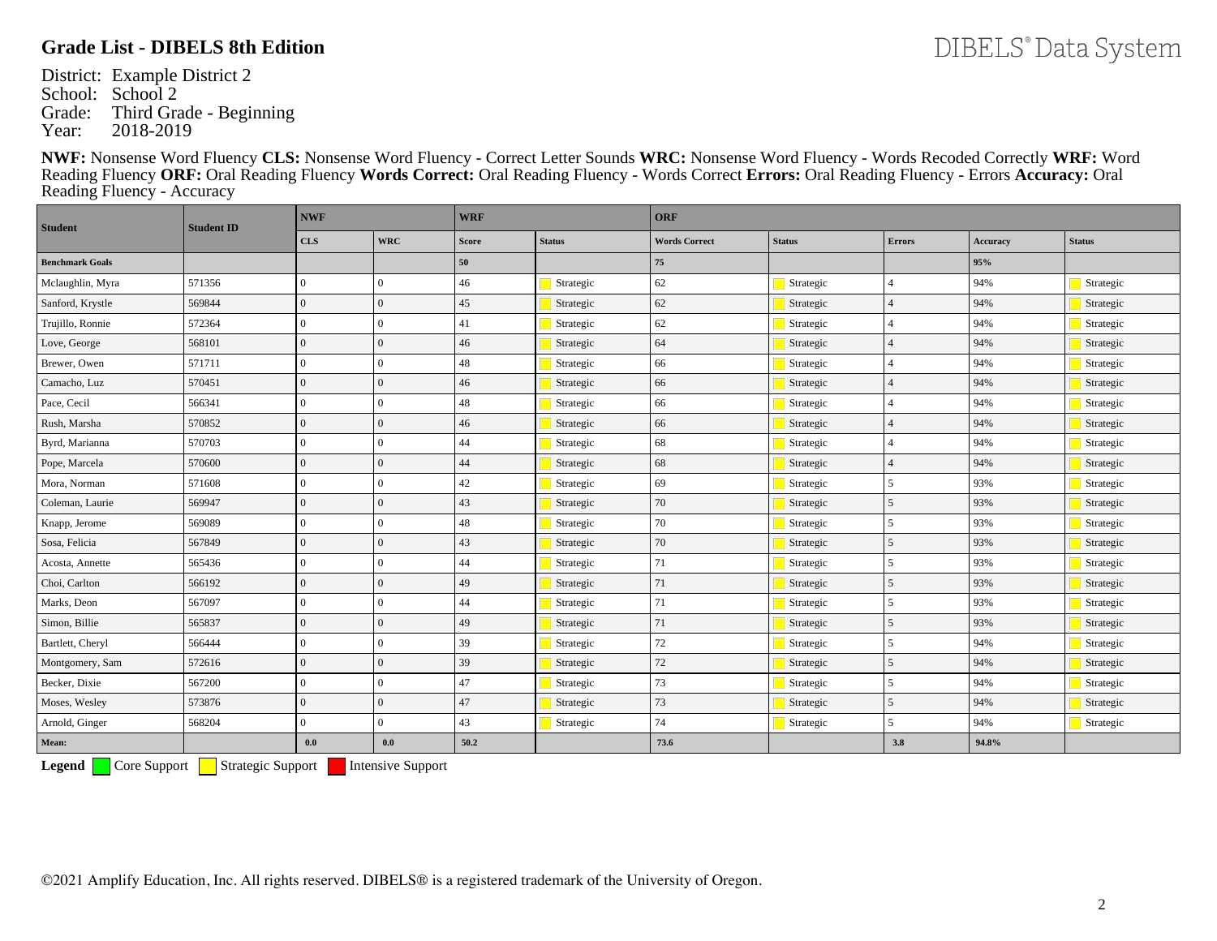# Grade List - DIBELS 8th Edition

DIBELS® Data System

District: Example District 2
School: School 2
Grade: Third Grade - Beginning
Year: 2018-2019

**NWF:** Nonsense Word Fluency **CLS:** Nonsense Word Fluency - Correct Letter Sounds **WRC:** Nonsense Word Fluency - Words Recoded Correctly **WRF:** Word Reading Fluency **ORF:** Oral Reading Fluency **Words Correct:** Oral Reading Fluency - Words Correct **Errors:** Oral Reading Fluency - Errors **Accuracy:** Oral Reading Fluency - Accuracy

| Student | Student ID | NWF | | WRF | | ORF | | | | |
|---|---|---|---|---|---|---|---|---|---|---|
| | | CLS | WRC | Score | Status | Words Correct | Status | Errors | Accuracy | Status |
| **Benchmark Goals** | | | | 50 | | 75 | | | 95% | |
| Mclaughlin, Myra | 571356 | 0 | 0 | 46 | Strategic | 62 | Strategic | 4 | 94% | Strategic |
| Sanford, Krystle | 569844 | 0 | 0 | 45 | Strategic | 62 | Strategic | 4 | 94% | Strategic |
| Trujillo, Ronnie | 572364 | 0 | 0 | 41 | Strategic | 62 | Strategic | 4 | 94% | Strategic |
| Love, George | 568101 | 0 | 0 | 46 | Strategic | 64 | Strategic | 4 | 94% | Strategic |
| Brewer, Owen | 571711 | 0 | 0 | 48 | Strategic | 66 | Strategic | 4 | 94% | Strategic |
| Camacho, Luz | 570451 | 0 | 0 | 46 | Strategic | 66 | Strategic | 4 | 94% | Strategic |
| Pace, Cecil | 566341 | 0 | 0 | 48 | Strategic | 66 | Strategic | 4 | 94% | Strategic |
| Rush, Marsha | 570852 | 0 | 0 | 46 | Strategic | 66 | Strategic | 4 | 94% | Strategic |
| Byrd, Marianna | 570703 | 0 | 0 | 44 | Strategic | 68 | Strategic | 4 | 94% | Strategic |
| Pope, Marcela | 570600 | 0 | 0 | 44 | Strategic | 68 | Strategic | 4 | 94% | Strategic |
| Mora, Norman | 571608 | 0 | 0 | 42 | Strategic | 69 | Strategic | 5 | 93% | Strategic |
| Coleman, Laurie | 569947 | 0 | 0 | 43 | Strategic | 70 | Strategic | 5 | 93% | Strategic |
| Knapp, Jerome | 569089 | 0 | 0 | 48 | Strategic | 70 | Strategic | 5 | 93% | Strategic |
| Sosa, Felicia | 567849 | 0 | 0 | 43 | Strategic | 70 | Strategic | 5 | 93% | Strategic |
| Acosta, Annette | 565436 | 0 | 0 | 44 | Strategic | 71 | Strategic | 5 | 93% | Strategic |
| Choi, Carlton | 566192 | 0 | 0 | 49 | Strategic | 71 | Strategic | 5 | 93% | Strategic |
| Marks, Deon | 567097 | 0 | 0 | 44 | Strategic | 71 | Strategic | 5 | 93% | Strategic |
| Simon, Billie | 565837 | 0 | 0 | 49 | Strategic | 71 | Strategic | 5 | 93% | Strategic |
| Bartlett, Cheryl | 566444 | 0 | 0 | 39 | Strategic | 72 | Strategic | 5 | 94% | Strategic |
| Montgomery, Sam | 572616 | 0 | 0 | 39 | Strategic | 72 | Strategic | 5 | 94% | Strategic |
| Becker, Dixie | 567200 | 0 | 0 | 47 | Strategic | 73 | Strategic | 5 | 94% | Strategic |
| Moses, Wesley | 573876 | 0 | 0 | 47 | Strategic | 73 | Strategic | 5 | 94% | Strategic |
| Arnold, Ginger | 568204 | 0 | 0 | 43 | Strategic | 74 | Strategic | 5 | 94% | Strategic |
| **Mean:** | | 0.0 | 0.0 | 50.2 | | 73.6 | | 3.8 | 94.8% | |

**Legend** Core Support Strategic Support Intensive Support

©2021 Amplify Education, Inc. All rights reserved. DIBELS® is a registered trademark of the University of Oregon.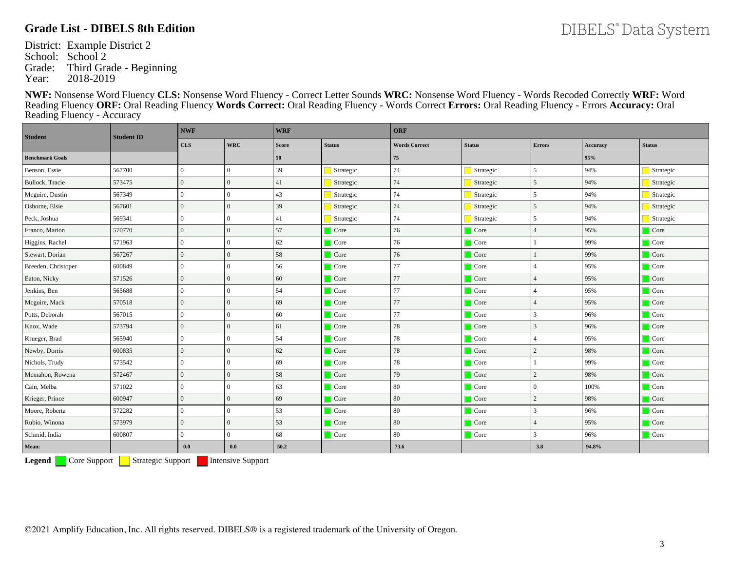## Grade List - DIBELS 8th Edition

DIBELS® Data System

District: Example District 2
School: School 2
Grade: Third Grade - Beginning
Year: 2018-2019

**NWF:** Nonsense Word Fluency **CLS:** Nonsense Word Fluency - Correct Letter Sounds **WRC:** Nonsense Word Fluency - Words Recoded Correctly **WRF:** Word Reading Fluency **ORF:** Oral Reading Fluency **Words Correct:** Oral Reading Fluency - Words Correct **Errors:** Oral Reading Fluency - Errors **Accuracy:** Oral Reading Fluency - Accuracy

| Student | Student ID | NWF | | WRF | | ORF | | | | |
|---|---|---|---|---|---|---|---|---|---|---|
| | | CLS | WRC | Score | Status | Words Correct | Status | Errors | Accuracy | Status |
| **Benchmark Goals** | | | | 50 | | 75 | | | 95% | |
| Benson, Essie | 567700 | 0 | 0 | 39 | Strategic | 74 | Strategic | 5 | 94% | Strategic |
| Bullock, Tracie | 573475 | 0 | 0 | 41 | Strategic | 74 | Strategic | 5 | 94% | Strategic |
| Mcguire, Dustin | 567349 | 0 | 0 | 43 | Strategic | 74 | Strategic | 5 | 94% | Strategic |
| Osborne, Elsie | 567601 | 0 | 0 | 39 | Strategic | 74 | Strategic | 5 | 94% | Strategic |
| Peck, Joshua | 569341 | 0 | 0 | 41 | Strategic | 74 | Strategic | 5 | 94% | Strategic |
| Franco, Marion | 570770 | 0 | 0 | 57 | Core | 76 | Core | 4 | 95% | Core |
| Higgins, Rachel | 571963 | 0 | 0 | 62 | Core | 76 | Core | 1 | 99% | Core |
| Stewart, Dorian | 567267 | 0 | 0 | 58 | Core | 76 | Core | 1 | 99% | Core |
| Breeden, Christoper | 600849 | 0 | 0 | 56 | Core | 77 | Core | 4 | 95% | Core |
| Eaton, Nicky | 571526 | 0 | 0 | 60 | Core | 77 | Core | 4 | 95% | Core |
| Jenkins, Ben | 565688 | 0 | 0 | 54 | Core | 77 | Core | 4 | 95% | Core |
| Mcguire, Mack | 570518 | 0 | 0 | 69 | Core | 77 | Core | 4 | 95% | Core |
| Potts, Deborah | 567015 | 0 | 0 | 60 | Core | 77 | Core | 3 | 96% | Core |
| Knox, Wade | 573794 | 0 | 0 | 61 | Core | 78 | Core | 3 | 96% | Core |
| Krueger, Brad | 565940 | 0 | 0 | 54 | Core | 78 | Core | 4 | 95% | Core |
| Newby, Dorris | 600835 | 0 | 0 | 62 | Core | 78 | Core | 2 | 98% | Core |
| Nichols, Trudy | 573542 | 0 | 0 | 69 | Core | 78 | Core | 1 | 99% | Core |
| Mcmahon, Rowena | 572467 | 0 | 0 | 58 | Core | 79 | Core | 2 | 98% | Core |
| Cain, Melba | 571022 | 0 | 0 | 63 | Core | 80 | Core | 0 | 100% | Core |
| Krieger, Prince | 600947 | 0 | 0 | 69 | Core | 80 | Core | 2 | 98% | Core |
| Moore, Roberta | 572282 | 0 | 0 | 53 | Core | 80 | Core | 3 | 96% | Core |
| Rubio, Winona | 573979 | 0 | 0 | 53 | Core | 80 | Core | 4 | 95% | Core |
| Schmid, India | 600807 | 0 | 0 | 68 | Core | 80 | Core | 3 | 96% | Core |
| **Mean:** | | 0.0 | 0.0 | 50.2 | | 73.6 | | 3.8 | 94.8% | |

**Legend** Core Support, Strategic Support, Intensive Support

©2021 Amplify Education, Inc. All rights reserved. DIBELS® is a registered trademark of the University of Oregon.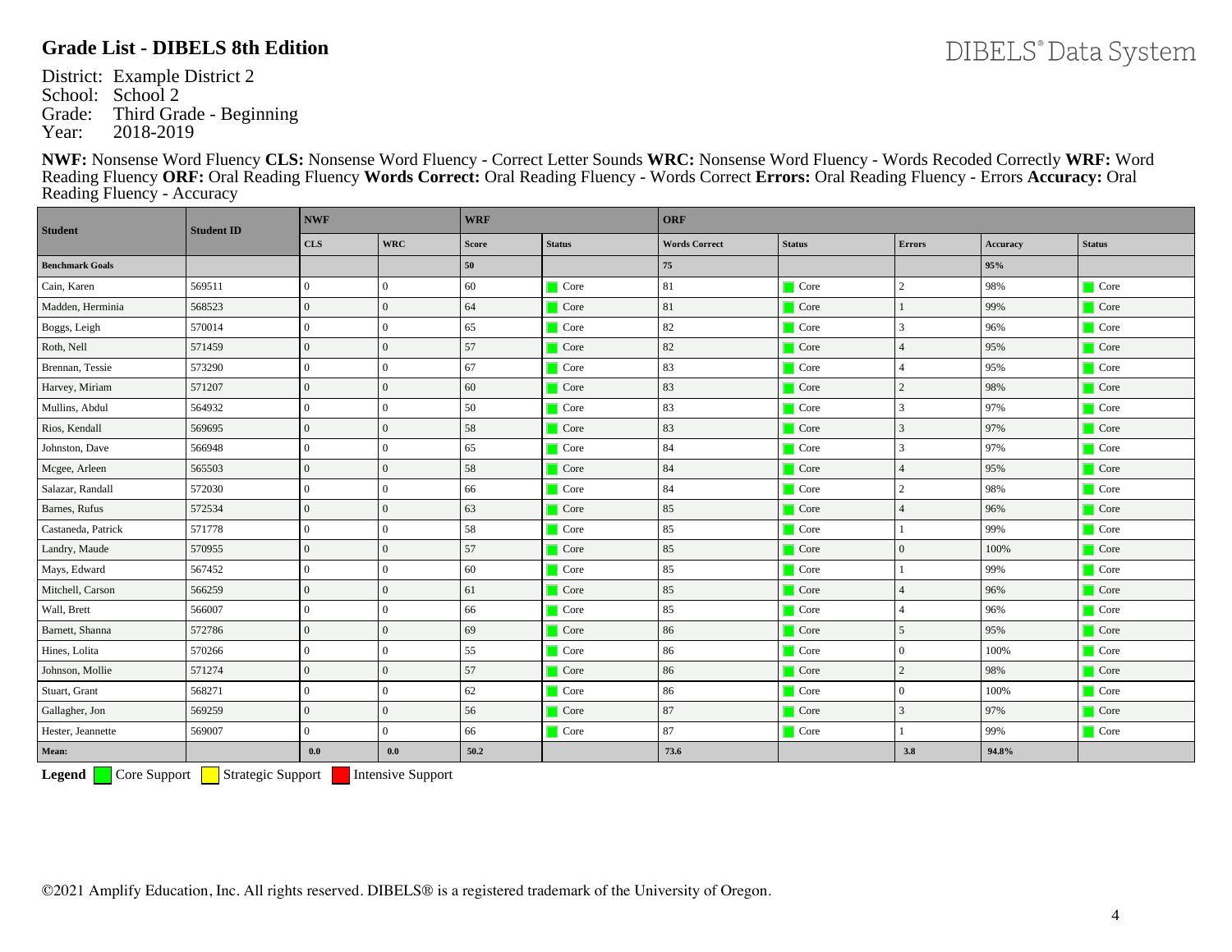# Grade List - DIBELS 8th Edition

DIBELS® Data System

District: Example District 2
School: School 2
Grade: Third Grade - Beginning
Year: 2018-2019

**NWF:** Nonsense Word Fluency **CLS:** Nonsense Word Fluency - Correct Letter Sounds **WRC:** Nonsense Word Fluency - Words Recoded Correctly **WRF:** Word Reading Fluency **ORF:** Oral Reading Fluency **Words Correct:** Oral Reading Fluency - Words Correct **Errors:** Oral Reading Fluency - Errors **Accuracy:** Oral Reading Fluency - Accuracy

| Student | Student ID | NWF | | WRF | | ORF | | | | |
|---|---|---|---|---|---|---|---|---|---|---|
| | | CLS | WRC | Score | Status | Words Correct | Status | Errors | Accuracy | Status |
| **Benchmark Goals** | | | | 50 | | 75 | | | 95% | |
| Cain, Karen | 569511 | 0 | 0 | 60 | Core | 81 | Core | 2 | 98% | Core |
| Madden, Herminia | 568523 | 0 | 0 | 64 | Core | 81 | Core | 1 | 99% | Core |
| Boggs, Leigh | 570014 | 0 | 0 | 65 | Core | 82 | Core | 3 | 96% | Core |
| Roth, Nell | 571459 | 0 | 0 | 57 | Core | 82 | Core | 4 | 95% | Core |
| Brennan, Tessie | 573290 | 0 | 0 | 67 | Core | 83 | Core | 4 | 95% | Core |
| Harvey, Miriam | 571207 | 0 | 0 | 60 | Core | 83 | Core | 2 | 98% | Core |
| Mullins, Abdul | 564932 | 0 | 0 | 50 | Core | 83 | Core | 3 | 97% | Core |
| Rios, Kendall | 569695 | 0 | 0 | 58 | Core | 83 | Core | 3 | 97% | Core |
| Johnston, Dave | 566948 | 0 | 0 | 65 | Core | 84 | Core | 3 | 97% | Core |
| Mcgee, Arleen | 565503 | 0 | 0 | 58 | Core | 84 | Core | 4 | 95% | Core |
| Salazar, Randall | 572030 | 0 | 0 | 66 | Core | 84 | Core | 2 | 98% | Core |
| Barnes, Rufus | 572534 | 0 | 0 | 63 | Core | 85 | Core | 4 | 96% | Core |
| Castaneda, Patrick | 571778 | 0 | 0 | 58 | Core | 85 | Core | 1 | 99% | Core |
| Landry, Maude | 570955 | 0 | 0 | 57 | Core | 85 | Core | 0 | 100% | Core |
| Mays, Edward | 567452 | 0 | 0 | 60 | Core | 85 | Core | 1 | 99% | Core |
| Mitchell, Carson | 566259 | 0 | 0 | 61 | Core | 85 | Core | 4 | 96% | Core |
| Wall, Brett | 566007 | 0 | 0 | 66 | Core | 85 | Core | 4 | 96% | Core |
| Barnett, Shanna | 572786 | 0 | 0 | 69 | Core | 86 | Core | 5 | 95% | Core |
| Hines, Lolita | 570266 | 0 | 0 | 55 | Core | 86 | Core | 0 | 100% | Core |
| Johnson, Mollie | 571274 | 0 | 0 | 57 | Core | 86 | Core | 2 | 98% | Core |
| Stuart, Grant | 568271 | 0 | 0 | 62 | Core | 86 | Core | 0 | 100% | Core |
| Gallagher, Jon | 569259 | 0 | 0 | 56 | Core | 87 | Core | 3 | 97% | Core |
| Hester, Jeannette | 569007 | 0 | 0 | 66 | Core | 87 | Core | 1 | 99% | Core |
| **Mean:** | | 0.0 | 0.0 | 50.2 | | 73.6 | | 3.8 | 94.8% | |

**Legend** Core Support, Strategic Support, Intensive Support

©2021 Amplify Education, Inc. All rights reserved. DIBELS® is a registered trademark of the University of Oregon.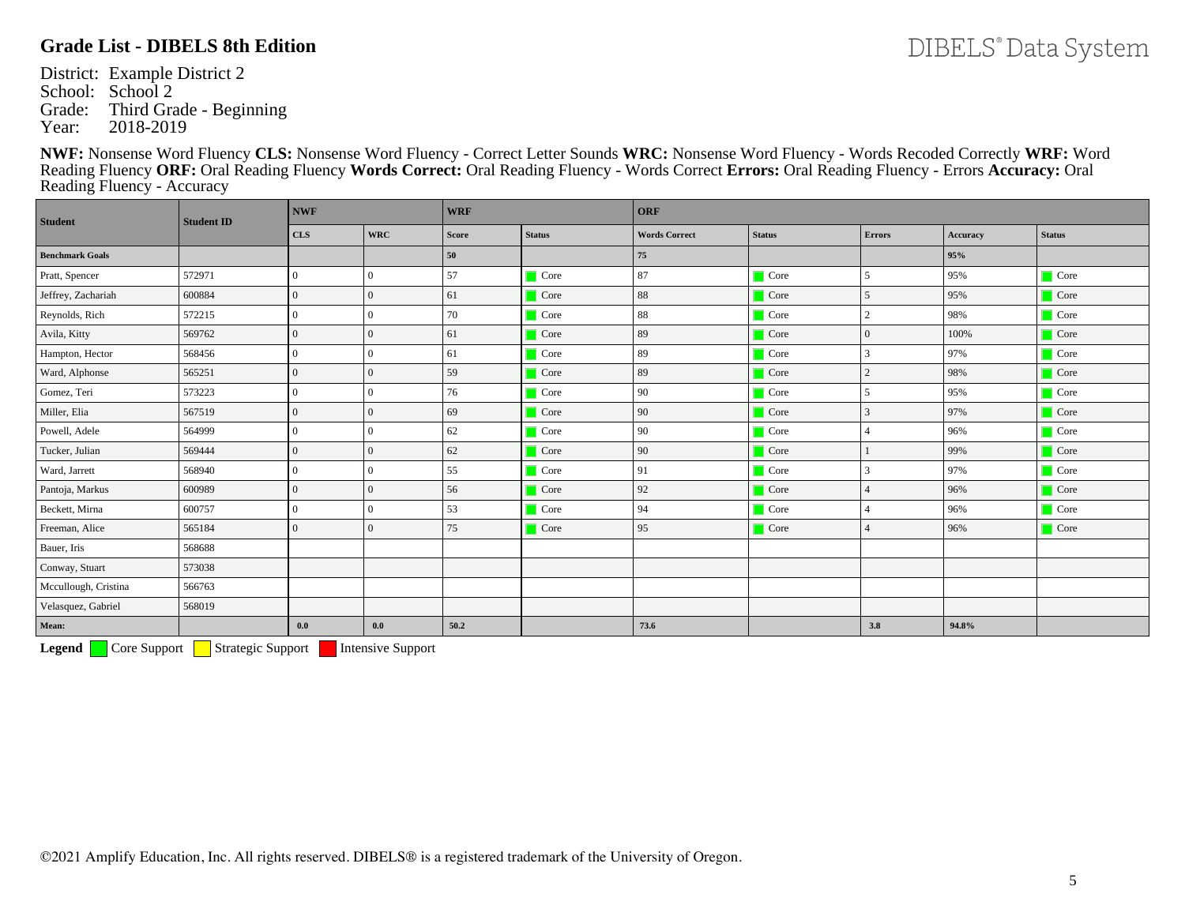## Grade List - DIBELS 8th Edition

DIBELS® Data System

District: Example District 2
School: School 2
Grade: Third Grade - Beginning
Year: 2018-2019

**NWF:** Nonsense Word Fluency **CLS:** Nonsense Word Fluency - Correct Letter Sounds **WRC:** Nonsense Word Fluency - Words Recoded Correctly **WRF:** Word Reading Fluency **ORF:** Oral Reading Fluency **Words Correct:** Oral Reading Fluency - Words Correct **Errors:** Oral Reading Fluency - Errors **Accuracy:** Oral Reading Fluency - Accuracy

| Student | Student ID | NWF | | WRF | | ORF | | | | |
|---|---|---|---|---|---|---|---|---|---|---|
| | | CLS | WRC | Score | Status | Words Correct | Status | Errors | Accuracy | Status |
| **Benchmark Goals** | | | | **50** | | **75** | | | **95%** | |
| Pratt, Spencer | 572971 | 0 | 0 | 57 | Core | 87 | Core | 5 | 95% | Core |
| Jeffrey, Zachariah | 600884 | 0 | 0 | 61 | Core | 88 | Core | 5 | 95% | Core |
| Reynolds, Rich | 572215 | 0 | 0 | 70 | Core | 88 | Core | 2 | 98% | Core |
| Avila, Kitty | 569762 | 0 | 0 | 61 | Core | 89 | Core | 0 | 100% | Core |
| Hampton, Hector | 568456 | 0 | 0 | 61 | Core | 89 | Core | 3 | 97% | Core |
| Ward, Alphonse | 565251 | 0 | 0 | 59 | Core | 89 | Core | 2 | 98% | Core |
| Gomez, Teri | 573223 | 0 | 0 | 76 | Core | 90 | Core | 5 | 95% | Core |
| Miller, Elia | 567519 | 0 | 0 | 69 | Core | 90 | Core | 3 | 97% | Core |
| Powell, Adele | 564999 | 0 | 0 | 62 | Core | 90 | Core | 4 | 96% | Core |
| Tucker, Julian | 569444 | 0 | 0 | 62 | Core | 90 | Core | 1 | 99% | Core |
| Ward, Jarrett | 568940 | 0 | 0 | 55 | Core | 91 | Core | 3 | 97% | Core |
| Pantoja, Markus | 600989 | 0 | 0 | 56 | Core | 92 | Core | 4 | 96% | Core |
| Beckett, Mirna | 600757 | 0 | 0 | 53 | Core | 94 | Core | 4 | 96% | Core |
| Freeman, Alice | 565184 | 0 | 0 | 75 | Core | 95 | Core | 4 | 96% | Core |
| Bauer, Iris | 568688 | | | | | | | | | |
| Conway, Stuart | 573038 | | | | | | | | | |
| Mccullough, Cristina | 566763 | | | | | | | | | |
| Velasquez, Gabriel | 568019 | | | | | | | | | |
| **Mean:** | | **0.0** | **0.0** | **50.2** | | **73.6** | | **3.8** | **94.8%** | |

**Legend** Core Support Strategic Support Intensive Support

©2021 Amplify Education, Inc. All rights reserved. DIBELS® is a registered trademark of the University of Oregon.